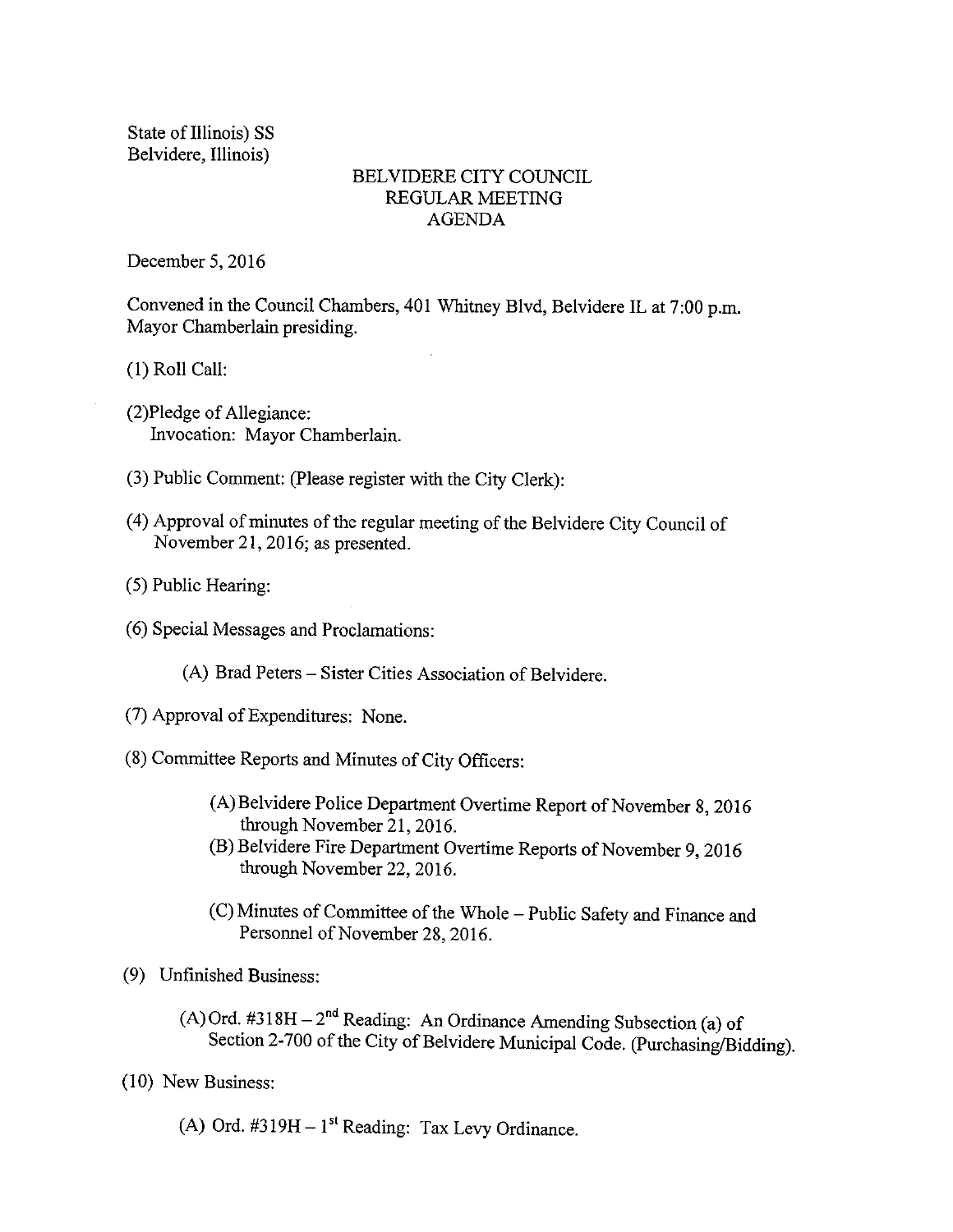State of Illinois) SS
Belvidere, Illinois)

# BELVIDERE CITY COUNCIL
# REGULAR MEETING
# AGENDA

December 5, 2016

Convened in the Council Chambers, 401 Whitney Blvd, Belvidere IL at 7:00 p.m.
Mayor Chamberlain presiding.

(1) Roll Call:

(2)Pledge of Allegiance:
Invocation: Mayor Chamberlain.

(3) Public Comment: (Please register with the City Clerk):

(4) Approval of minutes of the regular meeting of the Belvidere City Council of November 21, 2016; as presented.

(5) Public Hearing:

(6) Special Messages and Proclamations:

(A) Brad Peters – Sister Cities Association of Belvidere.

(7) Approval of Expenditures: None.

(8) Committee Reports and Minutes of City Officers:

(A) Belvidere Police Department Overtime Report of November 8, 2016 through November 21, 2016.

(B) Belvidere Fire Department Overtime Reports of November 9, 2016 through November 22, 2016.

(C) Minutes of Committee of the Whole – Public Safety and Finance and Personnel of November 28, 2016.

(9) Unfinished Business:

(A) Ord. #318H – 2nd Reading: An Ordinance Amending Subsection (a) of Section 2-700 of the City of Belvidere Municipal Code. (Purchasing/Bidding).

(10) New Business:

(A) Ord. #319H – 1st Reading: Tax Levy Ordinance.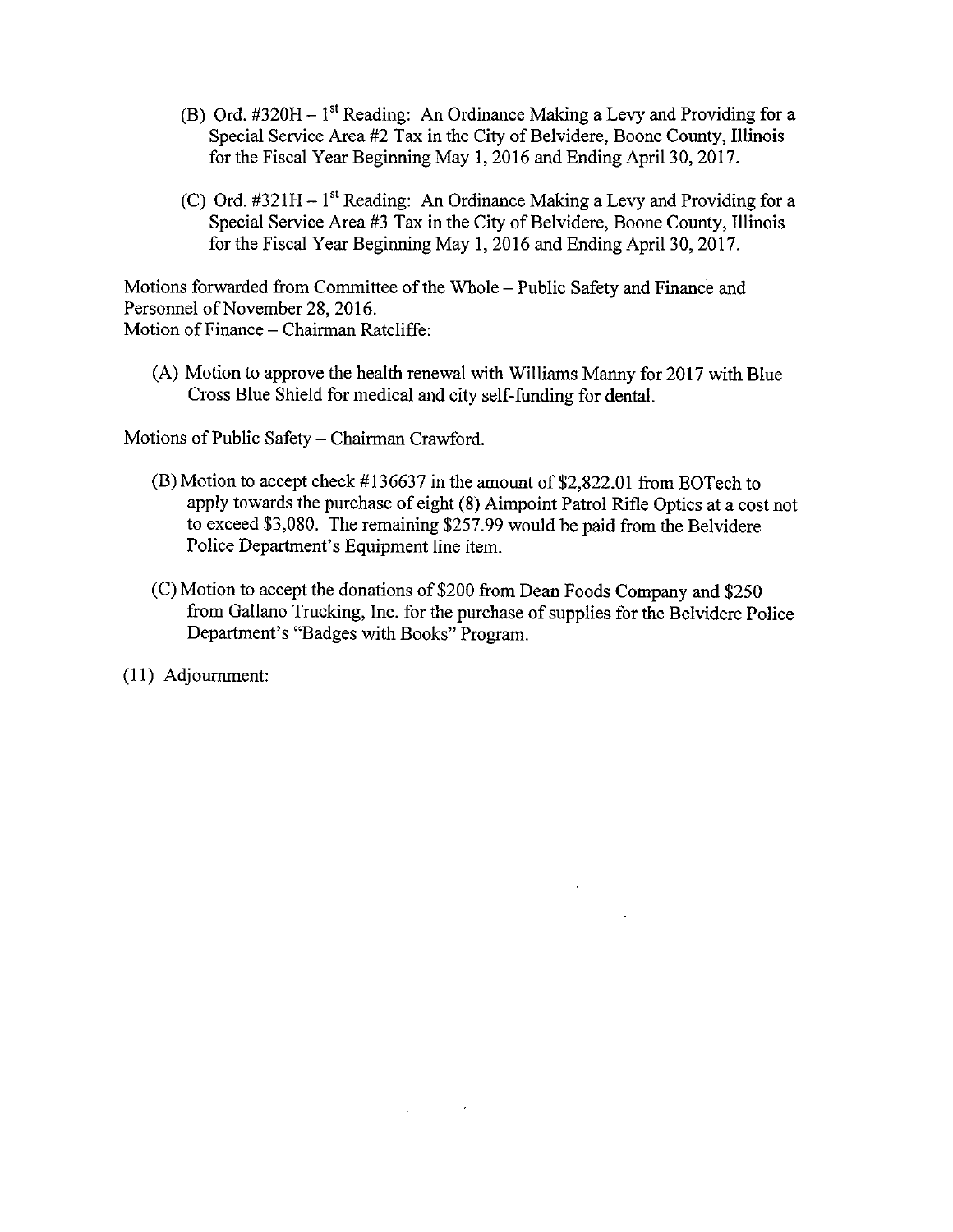(B) Ord. #320H – 1st Reading: An Ordinance Making a Levy and Providing for a Special Service Area #2 Tax in the City of Belvidere, Boone County, Illinois for the Fiscal Year Beginning May 1, 2016 and Ending April 30, 2017.

(C) Ord. #321H – 1st Reading: An Ordinance Making a Levy and Providing for a Special Service Area #3 Tax in the City of Belvidere, Boone County, Illinois for the Fiscal Year Beginning May 1, 2016 and Ending April 30, 2017.

Motions forwarded from Committee of the Whole – Public Safety and Finance and Personnel of November 28, 2016.
Motion of Finance – Chairman Ratcliffe:

(A) Motion to approve the health renewal with Williams Manny for 2017 with Blue Cross Blue Shield for medical and city self-funding for dental.

Motions of Public Safety – Chairman Crawford.

(B) Motion to accept check #136637 in the amount of $2,822.01 from EOTech to apply towards the purchase of eight (8) Aimpoint Patrol Rifle Optics at a cost not to exceed $3,080. The remaining $257.99 would be paid from the Belvidere Police Department's Equipment line item.

(C) Motion to accept the donations of $200 from Dean Foods Company and $250 from Gallano Trucking, Inc. for the purchase of supplies for the Belvidere Police Department's "Badges with Books" Program.

(11) Adjournment: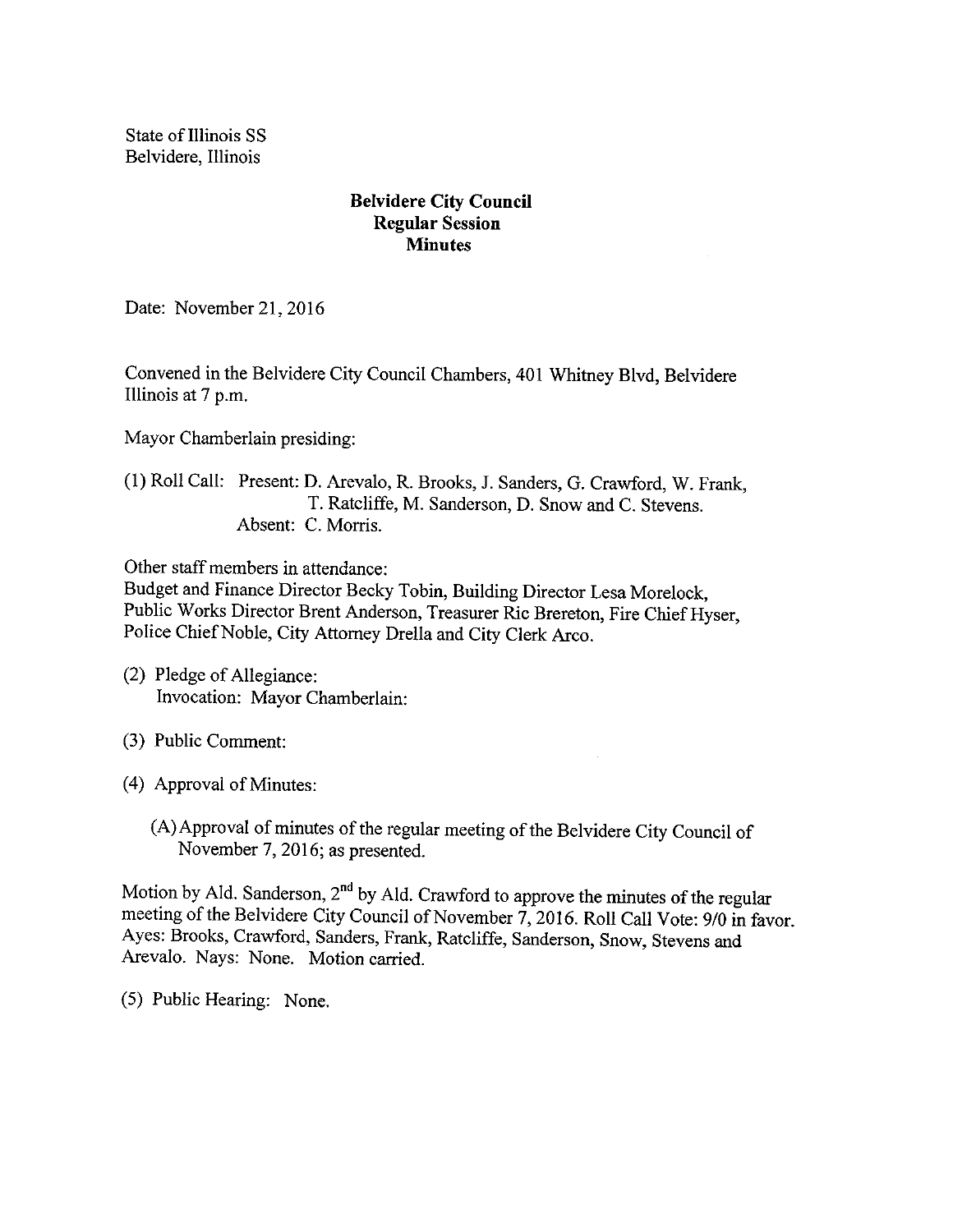State of Illinois SS
Belvidere, Illinois

**Belvidere City Council**
**Regular Session**
**Minutes**

Date: November 21, 2016

Convened in the Belvidere City Council Chambers, 401 Whitney Blvd, Belvidere Illinois at 7 p.m.

Mayor Chamberlain presiding:

(1) Roll Call: Present: D. Arevalo, R. Brooks, J. Sanders, G. Crawford, W. Frank, T. Ratcliffe, M. Sanderson, D. Snow and C. Stevens.
Absent: C. Morris.

Other staff members in attendance:
Budget and Finance Director Becky Tobin, Building Director Lesa Morelock, Public Works Director Brent Anderson, Treasurer Ric Brereton, Fire Chief Hyser, Police Chief Noble, City Attorney Drella and City Clerk Arco.

(2) Pledge of Allegiance:
Invocation: Mayor Chamberlain:

(3) Public Comment:

(4) Approval of Minutes:

(A) Approval of minutes of the regular meeting of the Belvidere City Council of November 7, 2016; as presented.

Motion by Ald. Sanderson, 2nd by Ald. Crawford to approve the minutes of the regular meeting of the Belvidere City Council of November 7, 2016. Roll Call Vote: 9/0 in favor. Ayes: Brooks, Crawford, Sanders, Frank, Ratcliffe, Sanderson, Snow, Stevens and Arevalo. Nays: None. Motion carried.

(5) Public Hearing: None.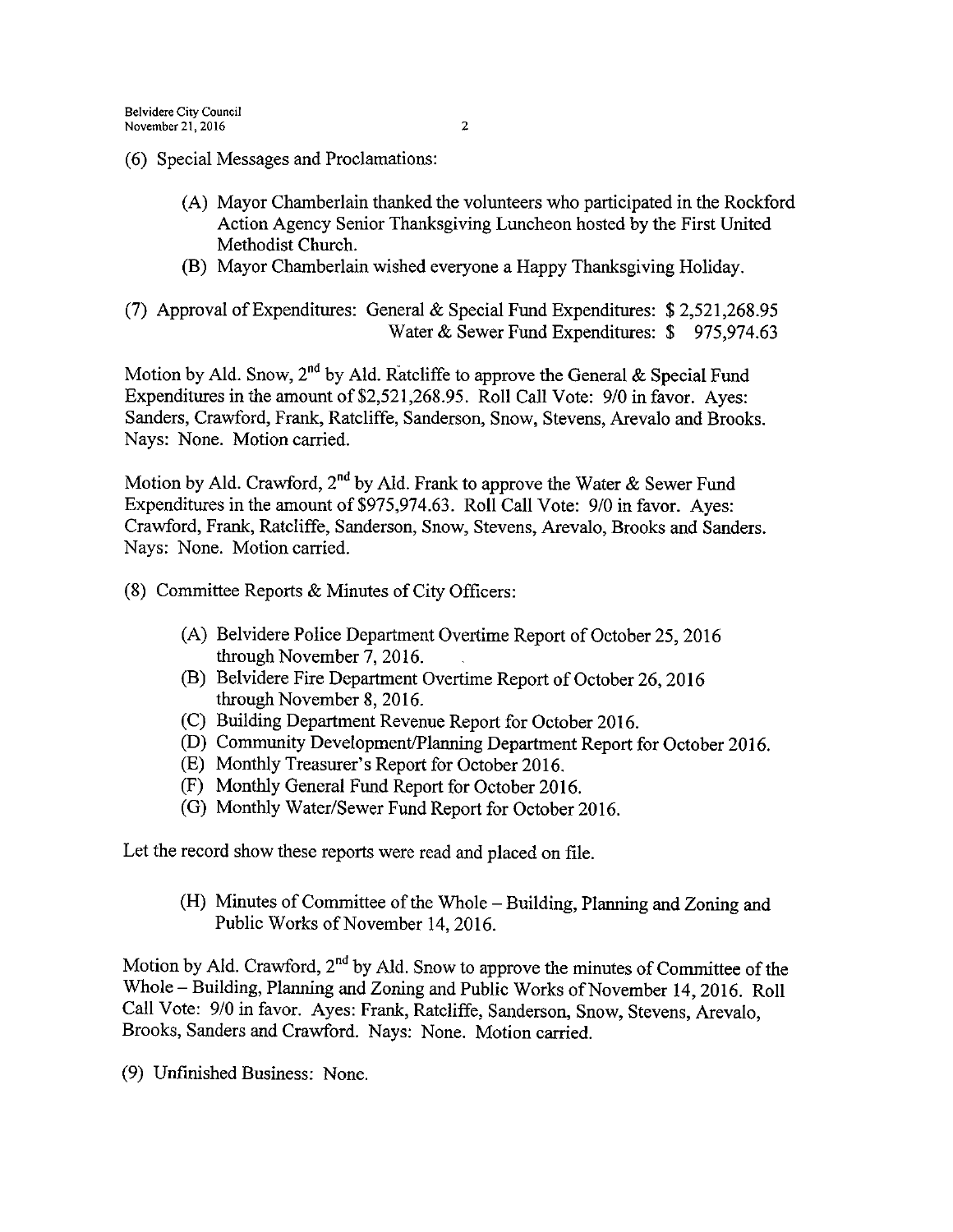(6) Special Messages and Proclamations:

(A) Mayor Chamberlain thanked the volunteers who participated in the Rockford Action Agency Senior Thanksgiving Luncheon hosted by the First United Methodist Church.

(B) Mayor Chamberlain wished everyone a Happy Thanksgiving Holiday.

(7) Approval of Expenditures: General & Special Fund Expenditures: $ 2,521,268.95
Water & Sewer Fund Expenditures: $ 975,974.63

Motion by Ald. Snow, 2nd by Ald. Ratcliffe to approve the General & Special Fund Expenditures in the amount of $2,521,268.95. Roll Call Vote: 9/0 in favor. Ayes: Sanders, Crawford, Frank, Ratcliffe, Sanderson, Snow, Stevens, Arevalo and Brooks. Nays: None. Motion carried.

Motion by Ald. Crawford, 2nd by Ald. Frank to approve the Water & Sewer Fund Expenditures in the amount of $975,974.63. Roll Call Vote: 9/0 in favor. Ayes: Crawford, Frank, Ratcliffe, Sanderson, Snow, Stevens, Arevalo, Brooks and Sanders. Nays: None. Motion carried.

(8) Committee Reports & Minutes of City Officers:

(A) Belvidere Police Department Overtime Report of October 25, 2016 through November 7, 2016.

(B) Belvidere Fire Department Overtime Report of October 26, 2016 through November 8, 2016.

(C) Building Department Revenue Report for October 2016.

(D) Community Development/Planning Department Report for October 2016.

(E) Monthly Treasurer's Report for October 2016.

(F) Monthly General Fund Report for October 2016.

(G) Monthly Water/Sewer Fund Report for October 2016.

Let the record show these reports were read and placed on file.

(H) Minutes of Committee of the Whole – Building, Planning and Zoning and Public Works of November 14, 2016.

Motion by Ald. Crawford, 2nd by Ald. Snow to approve the minutes of Committee of the Whole – Building, Planning and Zoning and Public Works of November 14, 2016. Roll Call Vote: 9/0 in favor. Ayes: Frank, Ratcliffe, Sanderson, Snow, Stevens, Arevalo, Brooks, Sanders and Crawford. Nays: None. Motion carried.

(9) Unfinished Business: None.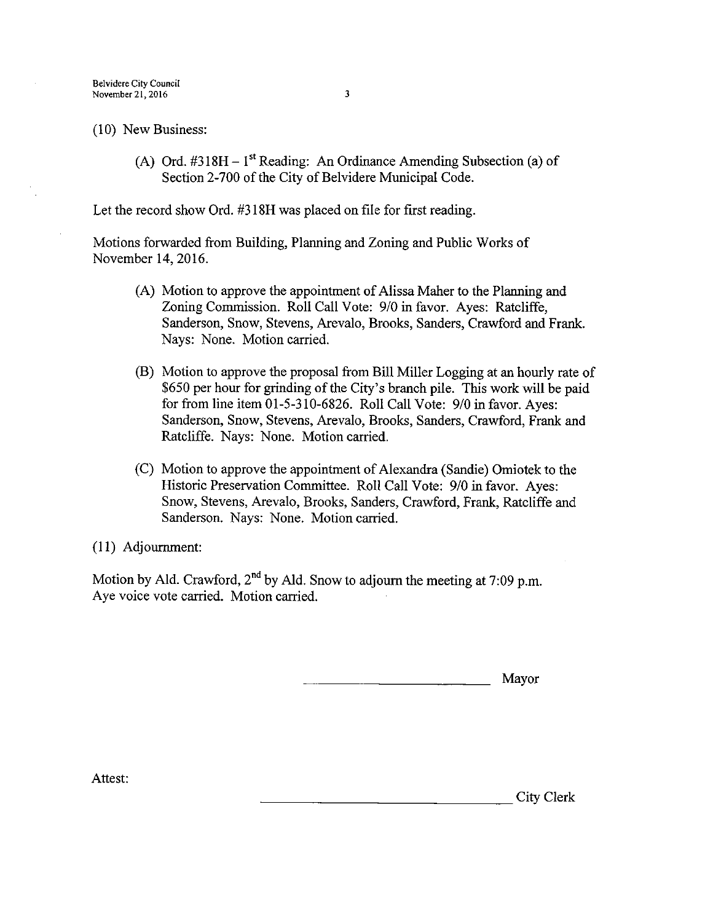(10) New Business:

(A) Ord. #318H – 1st Reading: An Ordinance Amending Subsection (a) of Section 2-700 of the City of Belvidere Municipal Code.

Let the record show Ord. #318H was placed on file for first reading.

Motions forwarded from Building, Planning and Zoning and Public Works of November 14, 2016.

(A) Motion to approve the appointment of Alissa Maher to the Planning and Zoning Commission. Roll Call Vote: 9/0 in favor. Ayes: Ratcliffe, Sanderson, Snow, Stevens, Arevalo, Brooks, Sanders, Crawford and Frank. Nays: None. Motion carried.

(B) Motion to approve the proposal from Bill Miller Logging at an hourly rate of $650 per hour for grinding of the City's branch pile. This work will be paid for from line item 01-5-310-6826. Roll Call Vote: 9/0 in favor. Ayes: Sanderson, Snow, Stevens, Arevalo, Brooks, Sanders, Crawford, Frank and Ratcliffe. Nays: None. Motion carried.

(C) Motion to approve the appointment of Alexandra (Sandie) Omiotek to the Historic Preservation Committee. Roll Call Vote: 9/0 in favor. Ayes: Snow, Stevens, Arevalo, Brooks, Sanders, Crawford, Frank, Ratcliffe and Sanderson. Nays: None. Motion carried.

(11) Adjournment:

Motion by Ald. Crawford, 2nd by Ald. Snow to adjourn the meeting at 7:09 p.m. Aye voice vote carried. Motion carried.

\_\_\_\_\_\_\_\_\_\_\_\_\_\_\_\_\_\_\_\_\_\_\_\_\_\_ Mayor

Attest:

\_\_\_\_\_\_\_\_\_\_\_\_\_\_\_\_\_\_\_\_\_\_\_\_\_\_\_\_\_\_\_\_\_\_ City Clerk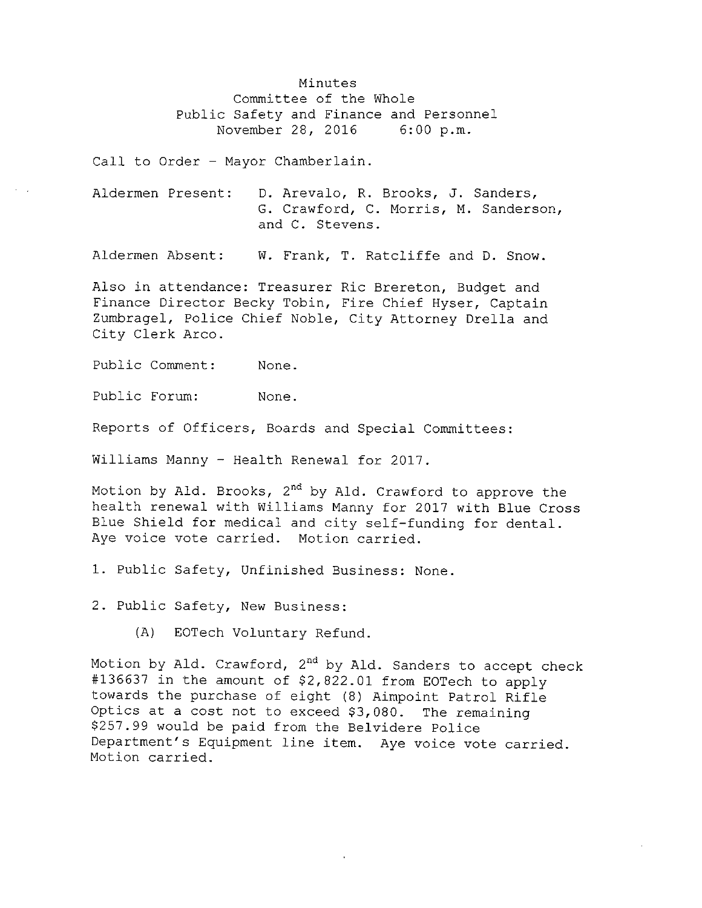Minutes
Committee of the Whole
Public Safety and Finance and Personnel
November 28, 2016 6:00 p.m.

Call to Order - Mayor Chamberlain.

Aldermen Present: D. Arevalo, R. Brooks, J. Sanders, G. Crawford, C. Morris, M. Sanderson, and C. Stevens.

Aldermen Absent: W. Frank, T. Ratcliffe and D. Snow.

Also in attendance: Treasurer Ric Brereton, Budget and Finance Director Becky Tobin, Fire Chief Hyser, Captain Zumbragel, Police Chief Noble, City Attorney Drella and City Clerk Arco.

Public Comment: None.

Public Forum: None.

Reports of Officers, Boards and Special Committees:

Williams Manny - Health Renewal for 2017.

Motion by Ald. Brooks, 2nd by Ald. Crawford to approve the health renewal with Williams Manny for 2017 with Blue Cross Blue Shield for medical and city self-funding for dental. Aye voice vote carried. Motion carried.

1. Public Safety, Unfinished Business: None.

2. Public Safety, New Business:

(A) EOTech Voluntary Refund.

Motion by Ald. Crawford, 2nd by Ald. Sanders to accept check #136637 in the amount of $2,822.01 from EOTech to apply towards the purchase of eight (8) Aimpoint Patrol Rifle Optics at a cost not to exceed $3,080. The remaining $257.99 would be paid from the Belvidere Police Department's Equipment line item. Aye voice vote carried. Motion carried.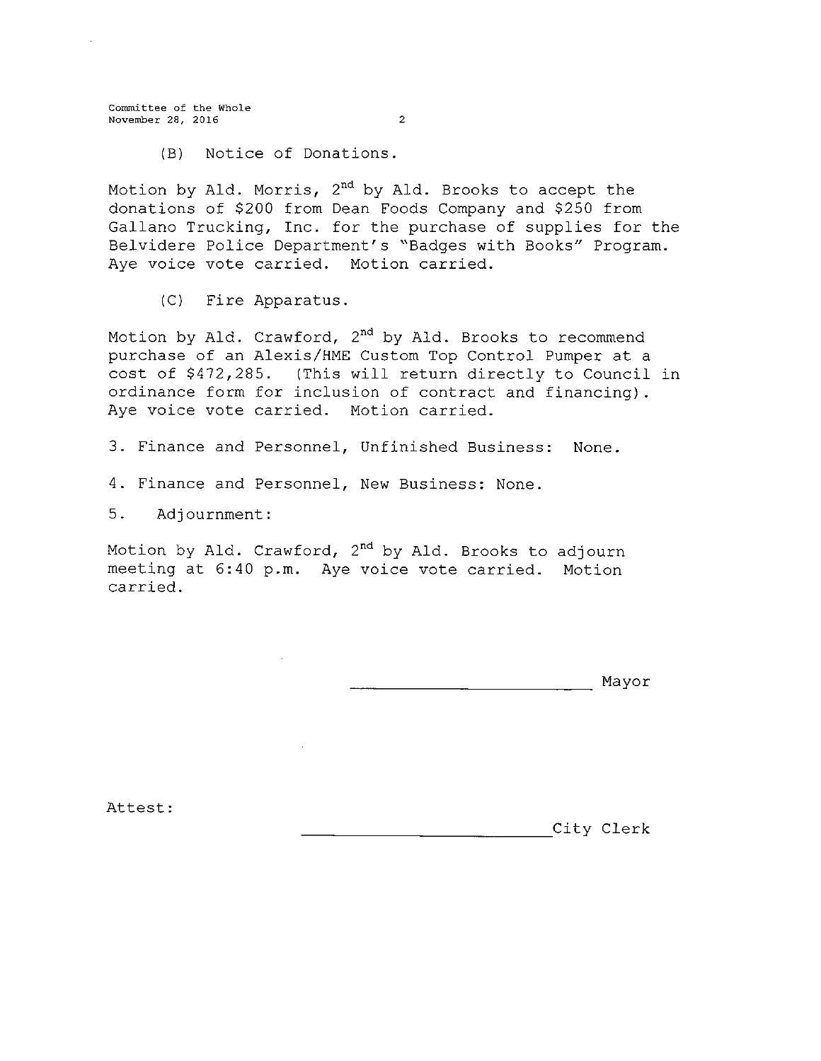(B) Notice of Donations.

Motion by Ald. Morris, 2nd by Ald. Brooks to accept the donations of $200 from Dean Foods Company and $250 from Gallano Trucking, Inc. for the purchase of supplies for the Belvidere Police Department's "Badges with Books" Program. Aye voice vote carried. Motion carried.

(C) Fire Apparatus.

Motion by Ald. Crawford, 2nd by Ald. Brooks to recommend purchase of an Alexis/HME Custom Top Control Pumper at a cost of $472,285. (This will return directly to Council in ordinance form for inclusion of contract and financing). Aye voice vote carried. Motion carried.

3. Finance and Personnel, Unfinished Business: None.

4. Finance and Personnel, New Business: None.

5. Adjournment:

Motion by Ald. Crawford, 2nd by Ald. Brooks to adjourn meeting at 6:40 p.m. Aye voice vote carried. Motion carried.

\_\_\_\_\_\_\_\_\_\_\_\_\_\_\_\_\_\_\_\_\_\_\_\_\_\_ Mayor

Attest:

\_\_\_\_\_\_\_\_\_\_\_\_\_\_\_\_\_\_\_\_\_\_\_\_\_\_ City Clerk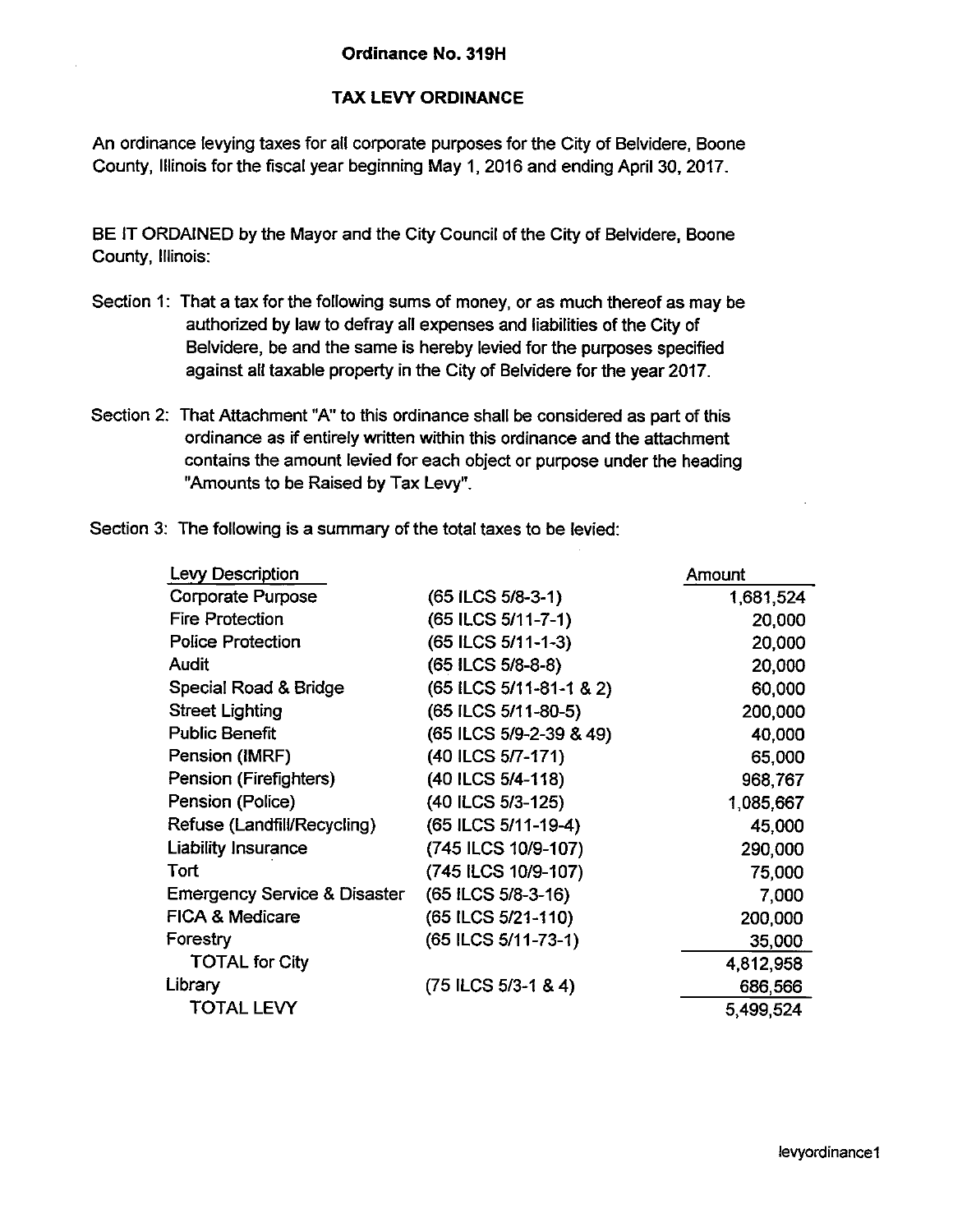## Ordinance No. 319H

## TAX LEVY ORDINANCE

An ordinance levying taxes for all corporate purposes for the City of Belvidere, Boone County, Illinois for the fiscal year beginning May 1, 2016 and ending April 30, 2017.

BE IT ORDAINED by the Mayor and the City Council of the City of Belvidere, Boone County, Illinois:

Section 1: That a tax for the following sums of money, or as much thereof as may be authorized by law to defray all expenses and liabilities of the City of Belvidere, be and the same is hereby levied for the purposes specified against all taxable property in the City of Belvidere for the year 2017.

Section 2: That Attachment "A" to this ordinance shall be considered as part of this ordinance as if entirely written within this ordinance and the attachment contains the amount levied for each object or purpose under the heading "Amounts to be Raised by Tax Levy".

Section 3: The following is a summary of the total taxes to be levied:

| Levy Description | | Amount |
|---|---|---:|
| Corporate Purpose | (65 ILCS 5/8-3-1) | 1,681,524 |
| Fire Protection | (65 ILCS 5/11-7-1) | 20,000 |
| Police Protection | (65 ILCS 5/11-1-3) | 20,000 |
| Audit | (65 ILCS 5/8-8-8) | 20,000 |
| Special Road & Bridge | (65 ILCS 5/11-81-1 & 2) | 60,000 |
| Street Lighting | (65 ILCS 5/11-80-5) | 200,000 |
| Public Benefit | (65 ILCS 5/9-2-39 & 49) | 40,000 |
| Pension (IMRF) | (40 ILCS 5/7-171) | 65,000 |
| Pension (Firefighters) | (40 ILCS 5/4-118) | 968,767 |
| Pension (Police) | (40 ILCS 5/3-125) | 1,085,667 |
| Refuse (Landfill/Recycling) | (65 ILCS 5/11-19-4) | 45,000 |
| Liability Insurance | (745 ILCS 10/9-107) | 290,000 |
| Tort | (745 ILCS 10/9-107) | 75,000 |
| Emergency Service & Disaster | (65 ILCS 5/8-3-16) | 7,000 |
| FICA & Medicare | (65 ILCS 5/21-110) | 200,000 |
| Forestry | (65 ILCS 5/11-73-1) | 35,000 |
| TOTAL for City | | 4,812,958 |
| Library | (75 ILCS 5/3-1 & 4) | 686,566 |
| TOTAL LEVY | | 5,499,524 |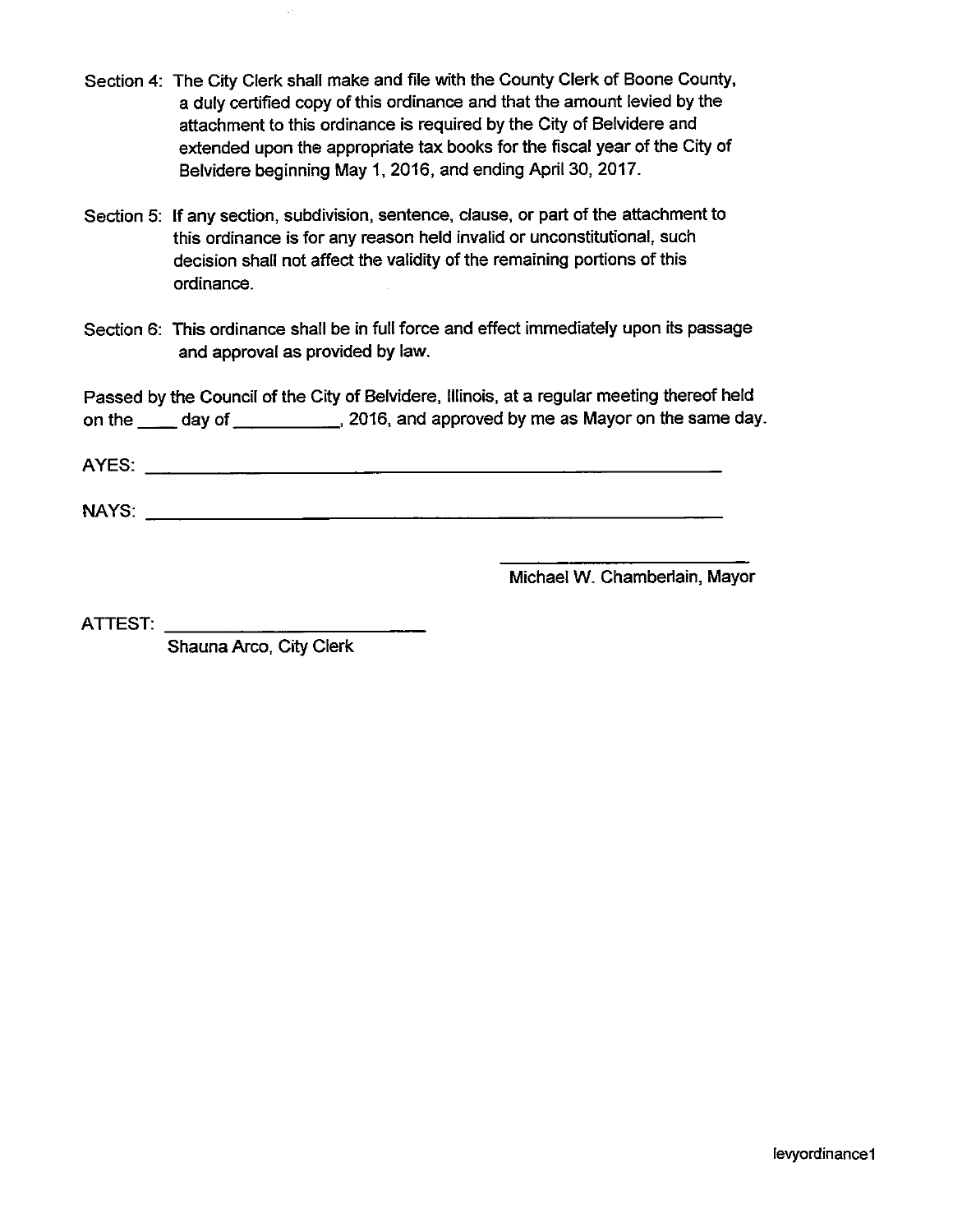Section 4: The City Clerk shall make and file with the County Clerk of Boone County, a duly certified copy of this ordinance and that the amount levied by the attachment to this ordinance is required by the City of Belvidere and extended upon the appropriate tax books for the fiscal year of the City of Belvidere beginning May 1, 2016, and ending April 30, 2017.

Section 5: If any section, subdivision, sentence, clause, or part of the attachment to this ordinance is for any reason held invalid or unconstitutional, such decision shall not affect the validity of the remaining portions of this ordinance.

Section 6: This ordinance shall be in full force and effect immediately upon its passage and approval as provided by law.

Passed by the Council of the City of Belvidere, Illinois, at a regular meeting thereof held on the ____ day of ___________, 2016, and approved by me as Mayor on the same day.

AYES: ______________________________________________________________

NAYS: ______________________________________________________________

_____________________________
Michael W. Chamberlain, Mayor

ATTEST: ___________________________
Shauna Arco, City Clerk

levyordinance1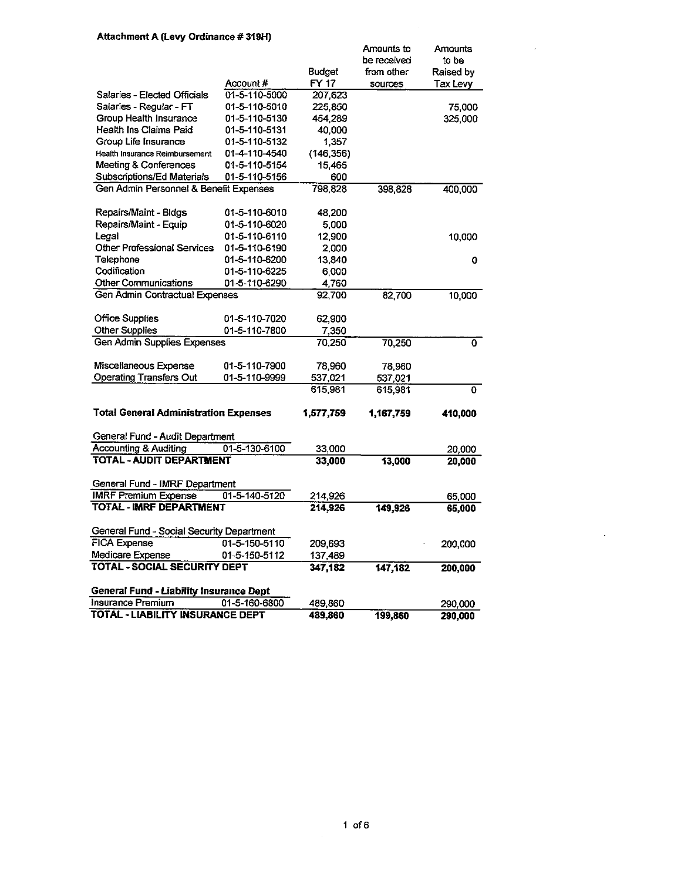**Attachment A (Levy Ordinance # 319H)**

| | Account # | Budget FY 17 | Amounts to be received from other sources | Amounts to be Raised by Tax Levy |
|---|---|---|---|---|
| Salaries - Elected Officials | 01-5-110-5000 | 207,623 | | |
| Salaries - Regular - FT | 01-5-110-5010 | 225,850 | | 75,000 |
| Group Health Insurance | 01-5-110-5130 | 454,289 | | 325,000 |
| Health Ins Claims Paid | 01-5-110-5131 | 40,000 | | |
| Group Life Insurance | 01-5-110-5132 | 1,357 | | |
| Health Insurance Reimbursement | 01-4-110-4540 | (146,356) | | |
| Meeting & Conferences | 01-5-110-5154 | 15,465 | | |
| Subscriptions/Ed Materials | 01-5-110-5156 | 600 | | |
| Gen Admin Personnel & Benefit Expenses | | 798,828 | 398,828 | 400,000 |
| | | | | |
| Repairs/Maint - Bldgs | 01-5-110-6010 | 48,200 | | |
| Repairs/Maint - Equip | 01-5-110-6020 | 5,000 | | |
| Legal | 01-5-110-6110 | 12,900 | | 10,000 |
| Other Professional Services | 01-5-110-6190 | 2,000 | | |
| Telephone | 01-5-110-6200 | 13,840 | | 0 |
| Codification | 01-5-110-6225 | 6,000 | | |
| Other Communications | 01-5-110-6290 | 4,760 | | |
| Gen Admin Contractual Expenses | | 92,700 | 82,700 | 10,000 |
| | | | | |
| Office Supplies | 01-5-110-7020 | 62,900 | | |
| Other Supplies | 01-5-110-7800 | 7,350 | | |
| Gen Admin Supplies Expenses | | 70,250 | 70,250 | 0 |
| | | | | |
| Miscellaneous Expense | 01-5-110-7900 | 78,960 | 78,960 | |
| Operating Transfers Out | 01-5-110-9999 | 537,021 | 537,021 | |
| | | 615,981 | 615,981 | 0 |
| | | | | |
| **Total General Administration Expenses** | | **1,577,759** | **1,167,759** | **410,000** |
| | | | | |
| General Fund - Audit Department | | | | |
| Accounting & Auditing | 01-5-130-6100 | 33,000 | | 20,000 |
| **TOTAL - AUDIT DEPARTMENT** | | **33,000** | **13,000** | **20,000** |
| | | | | |
| General Fund - IMRF Department | | | | |
| IMRF Premium Expense | 01-5-140-5120 | 214,926 | | 65,000 |
| **TOTAL - IMRF DEPARTMENT** | | **214,926** | **149,926** | **65,000** |
| | | | | |
| General Fund - Social Security Department | | | | |
| FICA Expense | 01-5-150-5110 | 209,693 | | 200,000 |
| Medicare Expense | 01-5-150-5112 | 137,489 | | |
| **TOTAL - SOCIAL SECURITY DEPT** | | **347,182** | **147,182** | **200,000** |
| | | | | |
| **General Fund - Liability Insurance Dept** | | | | |
| Insurance Premium | 01-5-160-6800 | 489,860 | | 290,000 |
| **TOTAL - LIABILITY INSURANCE DEPT** | | **489,860** | **199,860** | **290,000** |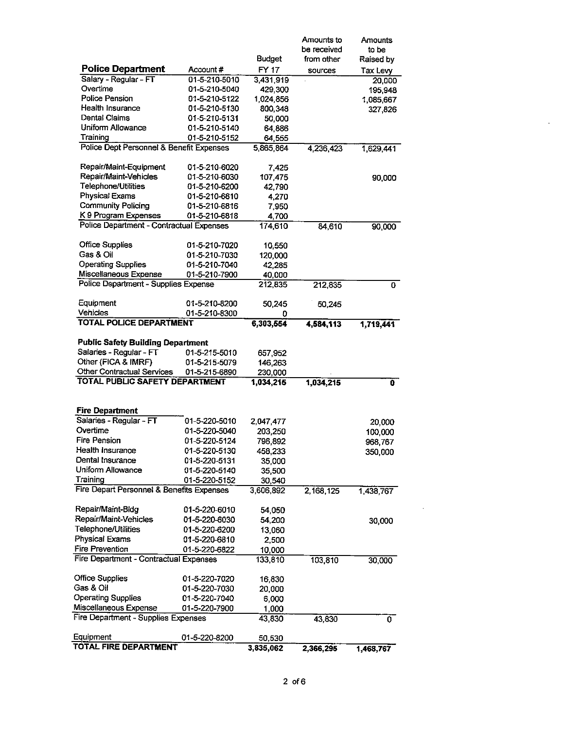| Police Department | Account # | Budget FY 17 | Amounts to be received from other sources | Amounts to be Raised by Tax Levy |
|---|---|---|---|---|
| Salary - Regular - FT | 01-5-210-5010 | 3,431,919 | | 20,000 |
| Overtime | 01-5-210-5040 | 429,300 | | 195,948 |
| Police Pension | 01-5-210-5122 | 1,024,856 | | 1,085,667 |
| Health Insurance | 01-5-210-5130 | 800,348 | | 327,826 |
| Dental Claims | 01-5-210-5131 | 50,000 | | |
| Uniform Allowance | 01-5-210-5140 | 64,886 | | |
| Training | 01-5-210-5152 | 64,555 | | |
| Police Dept Personnel & Benefit Expenses | | 5,865,864 | 4,236,423 | 1,629,441 |
| | | | | |
| Repair/Maint-Equipment | 01-5-210-6020 | 7,425 | | |
| Repair/Maint-Vehicles | 01-5-210-6030 | 107,475 | | 90,000 |
| Telephone/Utilities | 01-5-210-6200 | 42,790 | | |
| Physical Exams | 01-5-210-6810 | 4,270 | | |
| Community Policing | 01-5-210-6816 | 7,950 | | |
| K 9 Program Expenses | 01-5-210-6818 | 4,700 | | |
| Police Department - Contractual Expenses | | 174,610 | 84,610 | 90,000 |
| | | | | |
| Office Supplies | 01-5-210-7020 | 10,550 | | |
| Gas & Oil | 01-5-210-7030 | 120,000 | | |
| Operating Supplies | 01-5-210-7040 | 42,285 | | |
| Miscellaneous Expense | 01-5-210-7900 | 40,000 | | |
| Police Department - Supplies Expense | | 212,835 | 212,835 | 0 |
| | | | | |
| Equipment | 01-5-210-8200 | 50,245 | 50,245 | |
| Vehicles | 01-5-210-8300 | 0 | | |
| **TOTAL POLICE DEPARTMENT** | | **6,303,554** | **4,584,113** | **1,719,441** |
| | | | | |
| **Public Safety Building Department** | | | | |
| Salaries - Regular - FT | 01-5-215-5010 | 657,952 | | |
| Other (FICA & IMRF) | 01-5-215-5079 | 146,263 | | |
| Other Contractual Services | 01-5-215-6890 | 230,000 | | |
| **TOTAL PUBLIC SAFETY DEPARTMENT** | | **1,034,215** | **1,034,215** | **0** |
| | | | | |
| **Fire Department** | | | | |
| Salaries - Regular - FT | 01-5-220-5010 | 2,047,477 | | 20,000 |
| Overtime | 01-5-220-5040 | 203,250 | | 100,000 |
| Fire Pension | 01-5-220-5124 | 796,892 | | 968,767 |
| Health Insurance | 01-5-220-5130 | 458,233 | | 350,000 |
| Dental Insurance | 01-5-220-5131 | 35,000 | | |
| Uniform Allowance | 01-5-220-5140 | 35,500 | | |
| Training | 01-5-220-5152 | 30,540 | | |
| Fire Depart Personnel & Benefits Expenses | | 3,606,892 | 2,168,125 | 1,438,767 |
| | | | | |
| Repair/Maint-Bldg | 01-5-220-6010 | 54,050 | | |
| Repair/Maint-Vehicles | 01-5-220-6030 | 54,200 | | 30,000 |
| Telephone/Utilities | 01-5-220-6200 | 13,060 | | |
| Physical Exams | 01-5-220-6810 | 2,500 | | |
| Fire Prevention | 01-5-220-6822 | 10,000 | | |
| Fire Department - Contractual Expenses | | 133,810 | 103,810 | 30,000 |
| | | | | |
| Office Supplies | 01-5-220-7020 | 16,830 | | |
| Gas & Oil | 01-5-220-7030 | 20,000 | | |
| Operating Supplies | 01-5-220-7040 | 6,000 | | |
| Miscellaneous Expense | 01-5-220-7900 | 1,000 | | |
| Fire Department - Supplies Expenses | | 43,830 | 43,830 | 0 |
| | | | | |
| Equipment | 01-5-220-8200 | 50,530 | | |
| **TOTAL FIRE DEPARTMENT** | | **3,835,062** | **2,366,295** | **1,468,767** |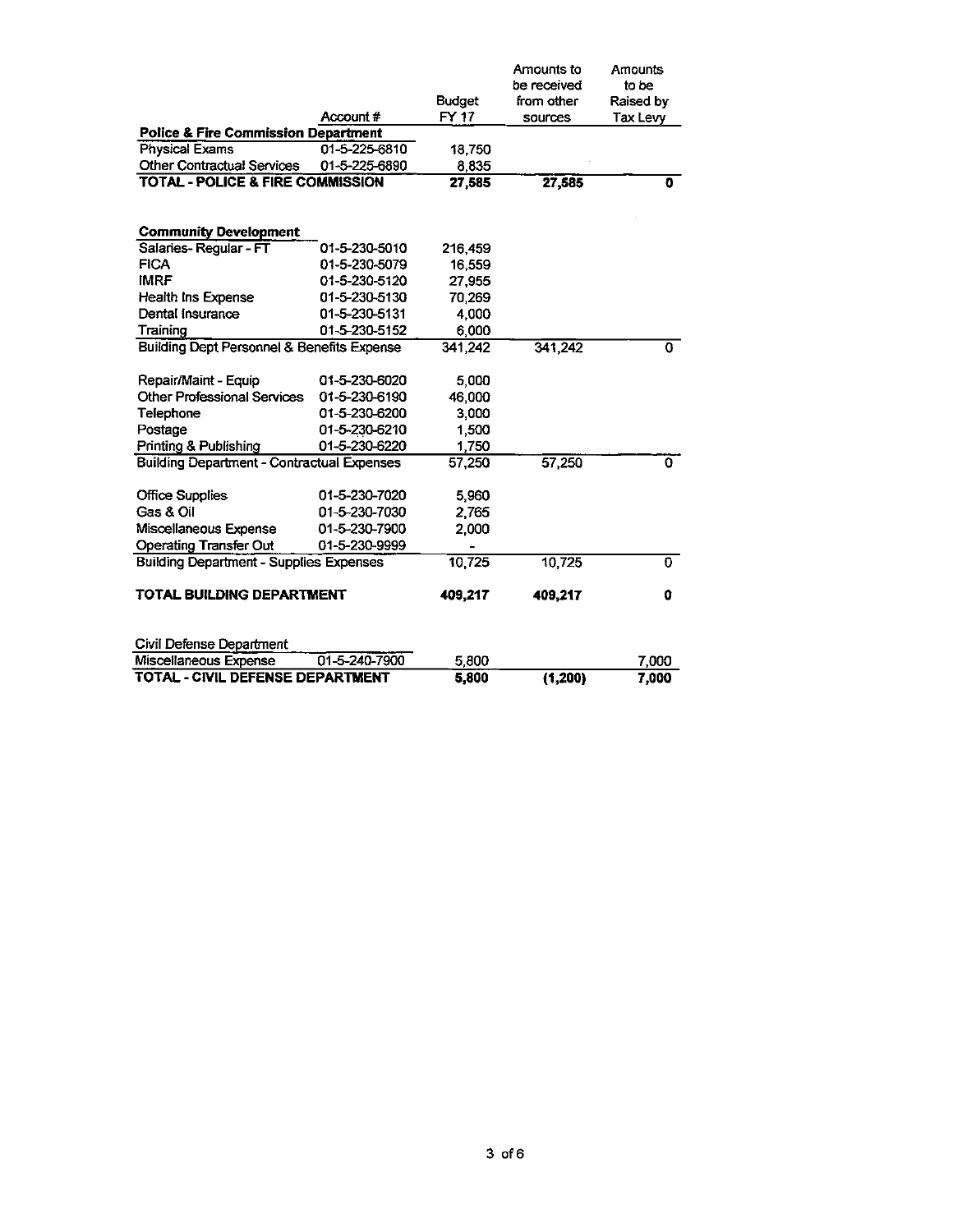| | Account # | Budget FY 17 | Amounts to be received from other sources | Amounts to be Raised by Tax Levy |
|---|---|---|---|---|
| **Police & Fire Commission Department** | | | | |
| Physical Exams | 01-5-225-6810 | 18,750 | | |
| Other Contractual Services | 01-5-225-6890 | 8,835 | | |
| **TOTAL - POLICE & FIRE COMMISSION** | | **27,585** | **27,585** | **0** |
| | | | | |
| **Community Development** | | | | |
| Salaries- Regular - FT | 01-5-230-5010 | 216,459 | | |
| FICA | 01-5-230-5079 | 16,559 | | |
| IMRF | 01-5-230-5120 | 27,955 | | |
| Health Ins Expense | 01-5-230-5130 | 70,269 | | |
| Dental Insurance | 01-5-230-5131 | 4,000 | | |
| Training | 01-5-230-5152 | 6,000 | | |
| Building Dept Personnel & Benefits Expense | | 341,242 | 341,242 | 0 |
| | | | | |
| Repair/Maint - Equip | 01-5-230-6020 | 5,000 | | |
| Other Professional Services | 01-5-230-6190 | 46,000 | | |
| Telephone | 01-5-230-6200 | 3,000 | | |
| Postage | 01-5-230-6210 | 1,500 | | |
| Printing & Publishing | 01-5-230-6220 | 1,750 | | |
| Building Department - Contractual Expenses | | 57,250 | 57,250 | 0 |
| | | | | |
| Office Supplies | 01-5-230-7020 | 5,960 | | |
| Gas & Oil | 01-5-230-7030 | 2,765 | | |
| Miscellaneous Expense | 01-5-230-7900 | 2,000 | | |
| Operating Transfer Out | 01-5-230-9999 | - | | |
| Building Department - Supplies Expenses | | 10,725 | 10,725 | 0 |
| | | | | |
| **TOTAL BUILDING DEPARTMENT** | | **409,217** | **409,217** | **0** |
| | | | | |
| Civil Defense Department | | | | |
| Miscellaneous Expense | 01-5-240-7900 | 5,800 | | 7,000 |
| **TOTAL - CIVIL DEFENSE DEPARTMENT** | | **5,800** | **(1,200)** | **7,000** |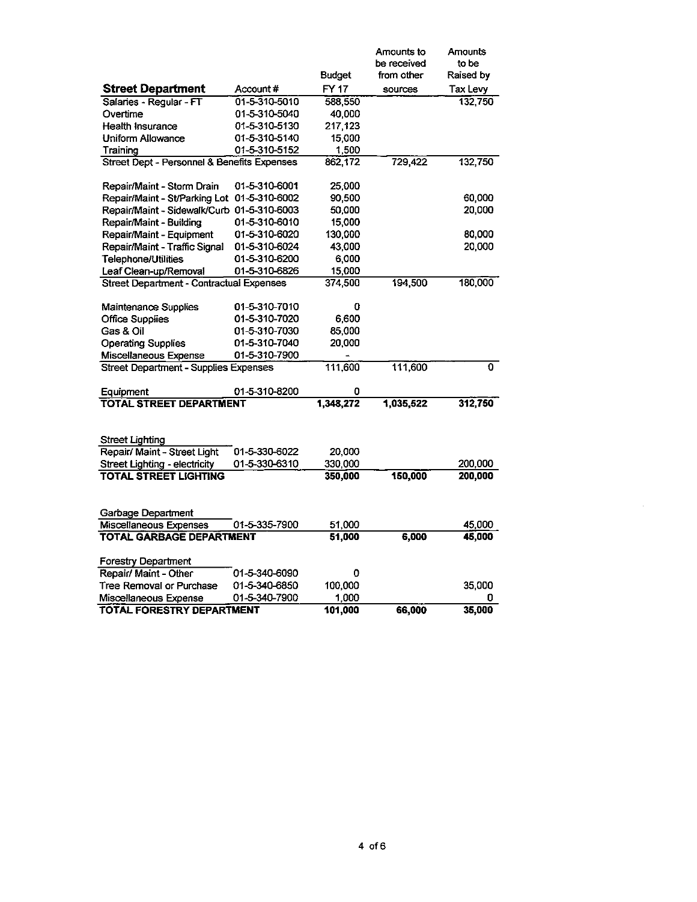| Street Department | Account # | Budget FY 17 | Amounts to be received from other sources | Amounts to be Raised by Tax Levy |
|---|---|---|---|---|
| Salaries - Regular - FT | 01-5-310-5010 | 588,550 | | 132,750 |
| Overtime | 01-5-310-5040 | 40,000 | | |
| Health Insurance | 01-5-310-5130 | 217,123 | | |
| Uniform Allowance | 01-5-310-5140 | 15,000 | | |
| Training | 01-5-310-5152 | 1,500 | | |
| Street Dept - Personnel & Benefits Expenses | | 862,172 | 729,422 | 132,750 |
| | | | | |
| Repair/Maint - Storm Drain | 01-5-310-6001 | 25,000 | | |
| Repair/Maint - St/Parking Lot | 01-5-310-6002 | 90,500 | | 60,000 |
| Repair/Maint - Sidewalk/Curb | 01-5-310-6003 | 50,000 | | 20,000 |
| Repair/Maint - Building | 01-5-310-6010 | 15,000 | | |
| Repair/Maint - Equipment | 01-5-310-6020 | 130,000 | | 80,000 |
| Repair/Maint - Traffic Signal | 01-5-310-6024 | 43,000 | | 20,000 |
| Telephone/Utilities | 01-5-310-6200 | 6,000 | | |
| Leaf Clean-up/Removal | 01-5-310-6826 | 15,000 | | |
| Street Department - Contractual Expenses | | 374,500 | 194,500 | 180,000 |
| | | | | |
| Maintenance Supplies | 01-5-310-7010 | 0 | | |
| Office Supplies | 01-5-310-7020 | 6,600 | | |
| Gas & Oil | 01-5-310-7030 | 85,000 | | |
| Operating Supplies | 01-5-310-7040 | 20,000 | | |
| Miscellaneous Expense | 01-5-310-7900 | - | | |
| Street Department - Supplies Expenses | | 111,600 | 111,600 | 0 |
| | | | | |
| Equipment | 01-5-310-8200 | 0 | | |
| **TOTAL STREET DEPARTMENT** | | **1,348,272** | **1,035,522** | **312,750** |
| | | | | |
| Street Lighting | | | | |
| Repair/ Maint - Street Light | 01-5-330-6022 | 20,000 | | |
| Street Lighting - electricity | 01-5-330-6310 | 330,000 | | 200,000 |
| **TOTAL STREET LIGHTING** | | **350,000** | **150,000** | **200,000** |
| | | | | |
| Garbage Department | | | | |
| Miscellaneous Expenses | 01-5-335-7900 | 51,000 | | 45,000 |
| **TOTAL GARBAGE DEPARTMENT** | | **51,000** | **6,000** | **45,000** |
| | | | | |
| Forestry Department | | | | |
| Repair/ Maint - Other | 01-5-340-6090 | 0 | | |
| Tree Removal or Purchase | 01-5-340-6850 | 100,000 | | 35,000 |
| Miscellaneous Expense | 01-5-340-7900 | 1,000 | | 0 |
| **TOTAL FORESTRY DEPARTMENT** | | **101,000** | **66,000** | **35,000** |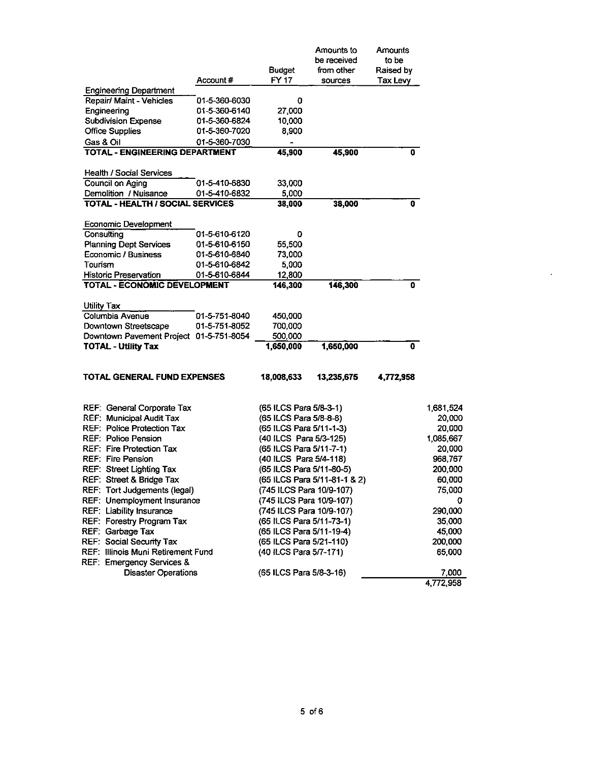| | Account # | Budget FY 17 | Amounts to be received from other sources | Amounts to be Raised by Tax Levy |
|---|---|---|---|---|
| **Engineering Department** | | | | |
| Repair/ Maint - Vehicles | 01-5-360-6030 | 0 | | |
| Engineering | 01-5-360-6140 | 27,000 | | |
| Subdivision Expense | 01-5-360-6824 | 10,000 | | |
| Office Supplies | 01-5-360-7020 | 8,900 | | |
| Gas & Oil | 01-5-360-7030 | - | | |
| **TOTAL - ENGINEERING DEPARTMENT** | | **45,900** | **45,900** | **0** |
| | | | | |
| **Health / Social Services** | | | | |
| Council on Aging | 01-5-410-6830 | 33,000 | | |
| Demolition / Nuisance | 01-5-410-6832 | 5,000 | | |
| **TOTAL - HEALTH / SOCIAL SERVICES** | | **38,000** | **38,000** | **0** |
| | | | | |
| **Economic Development** | | | | |
| Consulting | 01-5-610-6120 | 0 | | |
| Planning Dept Services | 01-5-610-6150 | 55,500 | | |
| Economic / Business | 01-5-610-6840 | 73,000 | | |
| Tourism | 01-5-610-6842 | 5,000 | | |
| Historic Preservation | 01-5-610-6844 | 12,800 | | |
| **TOTAL - ECONOMIC DEVELOPMENT** | | **146,300** | **146,300** | **0** |
| | | | | |
| **Utility Tax** | | | | |
| Columbia Avenue | 01-5-751-8040 | 450,000 | | |
| Downtown Streetscape | 01-5-751-8052 | 700,000 | | |
| Downtown Pavement Project | 01-5-751-8054 | 500,000 | | |
| **TOTAL - Utility Tax** | | **1,650,000** | **1,650,000** | **0** |
| | | | | |
| **TOTAL GENERAL FUND EXPENSES** | | **18,008,633** | **13,235,675** | **4,772,958** |

| Reference | Statute | Amount |
|---|---|---|
| REF: General Corporate Tax | (65 ILCS Para 5/8-3-1) | 1,681,524 |
| REF: Municipal Audit Tax | (65 ILCS Para 5/8-8-8) | 20,000 |
| REF: Police Protection Tax | (65 ILCS Para 5/11-1-3) | 20,000 |
| REF: Police Pension | (40 ILCS Para 5/3-125) | 1,085,667 |
| REF: Fire Protection Tax | (65 ILCS Para 5/11-7-1) | 20,000 |
| REF: Fire Pension | (40 ILCS Para 5/4-118) | 968,767 |
| REF: Street Lighting Tax | (65 ILCS Para 5/11-80-5) | 200,000 |
| REF: Street & Bridge Tax | (65 ILCS Para 5/11-81-1 & 2) | 60,000 |
| REF: Tort Judgements (legal) | (745 ILCS Para 10/9-107) | 75,000 |
| REF: Unemployment Insurance | (745 ILCS Para 10/9-107) | 0 |
| REF: Liability Insurance | (745 ILCS Para 10/9-107) | 290,000 |
| REF: Forestry Program Tax | (65 ILCS Para 5/11-73-1) | 35,000 |
| REF: Garbage Tax | (65 ILCS Para 5/11-19-4) | 45,000 |
| REF: Social Security Tax | (65 ILCS Para 5/21-110) | 200,000 |
| REF: Illinois Muni Retirement Fund | (40 ILCS Para 5/7-171) | 65,000 |
| REF: Emergency Services & Disaster Operations | (65 ILCS Para 5/8-3-16) | 7,000 |
| | | 4,772,958 |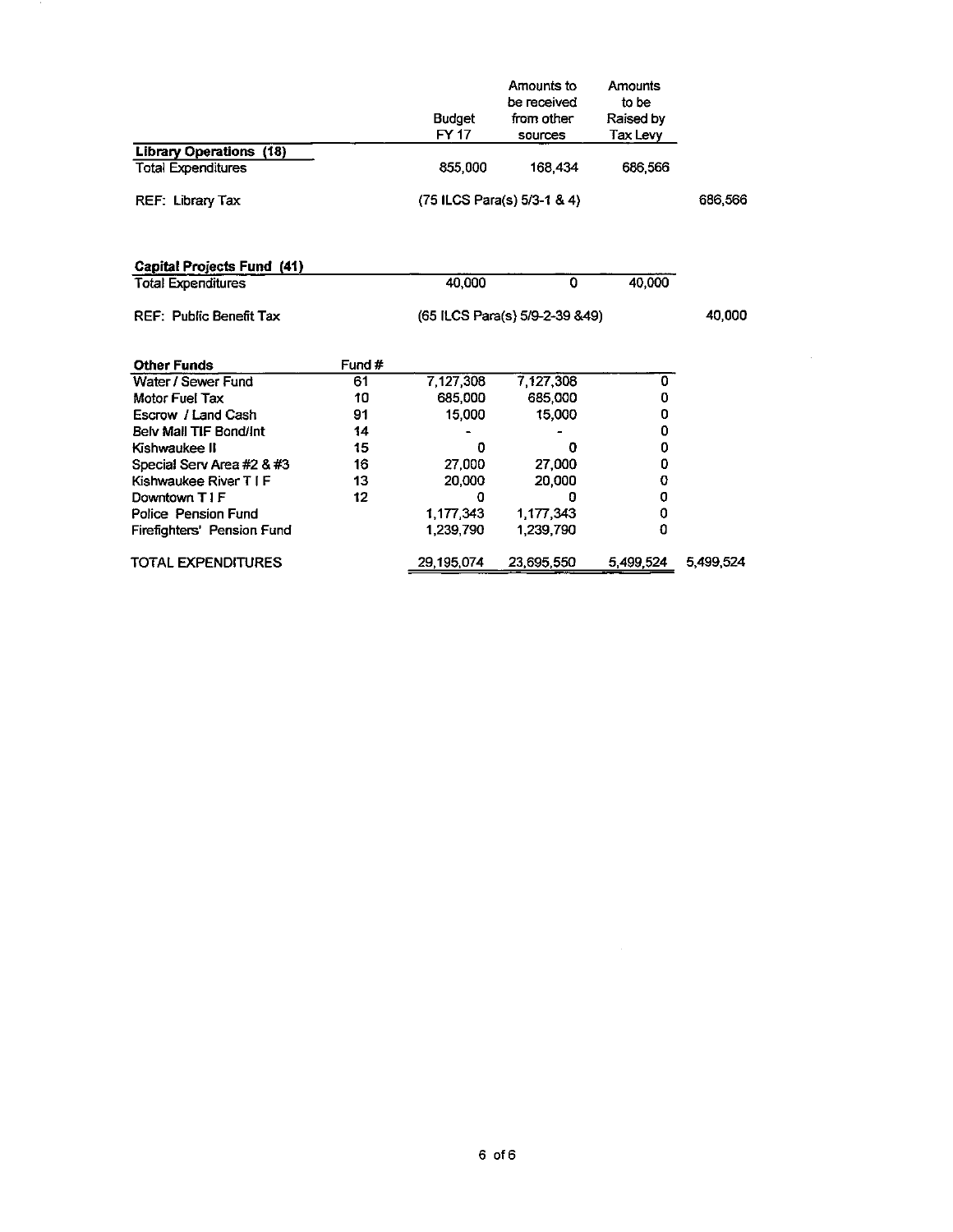| | | Budget FY 17 | Amounts to be received from other sources | Amounts to be Raised by Tax Levy | |
|---|---|---|---|---|---|
| **Library Operations (18)** | | | | | |
| Total Expenditures | | 855,000 | 168,434 | 686,566 | |
| REF: Library Tax | | (75 ILCS Para(s) 5/3-1 & 4) | | | 686,566 |
| | | | | | |
| **Capital Projects Fund (41)** | | | | | |
| Total Expenditures | | 40,000 | 0 | 40,000 | |
| REF: Public Benefit Tax | | (65 ILCS Para(s) 5/9-2-39 &49) | | | 40,000 |
| | | | | | |
| **Other Funds** | **Fund #** | | | | |
| Water / Sewer Fund | 61 | 7,127,308 | 7,127,308 | 0 | |
| Motor Fuel Tax | 10 | 685,000 | 685,000 | 0 | |
| Escrow / Land Cash | 91 | 15,000 | 15,000 | 0 | |
| Belv Mall TIF Bond/Int | 14 | - | - | 0 | |
| Kishwaukee II | 15 | 0 | 0 | 0 | |
| Special Serv Area #2 & #3 | 16 | 27,000 | 27,000 | 0 | |
| Kishwaukee River T I F | 13 | 20,000 | 20,000 | 0 | |
| Downtown T I F | 12 | 0 | 0 | 0 | |
| Police Pension Fund | | 1,177,343 | 1,177,343 | 0 | |
| Firefighters' Pension Fund | | 1,239,790 | 1,239,790 | 0 | |
| TOTAL EXPENDITURES | | 29,195,074 | 23,695,550 | 5,499,524 | 5,499,524 |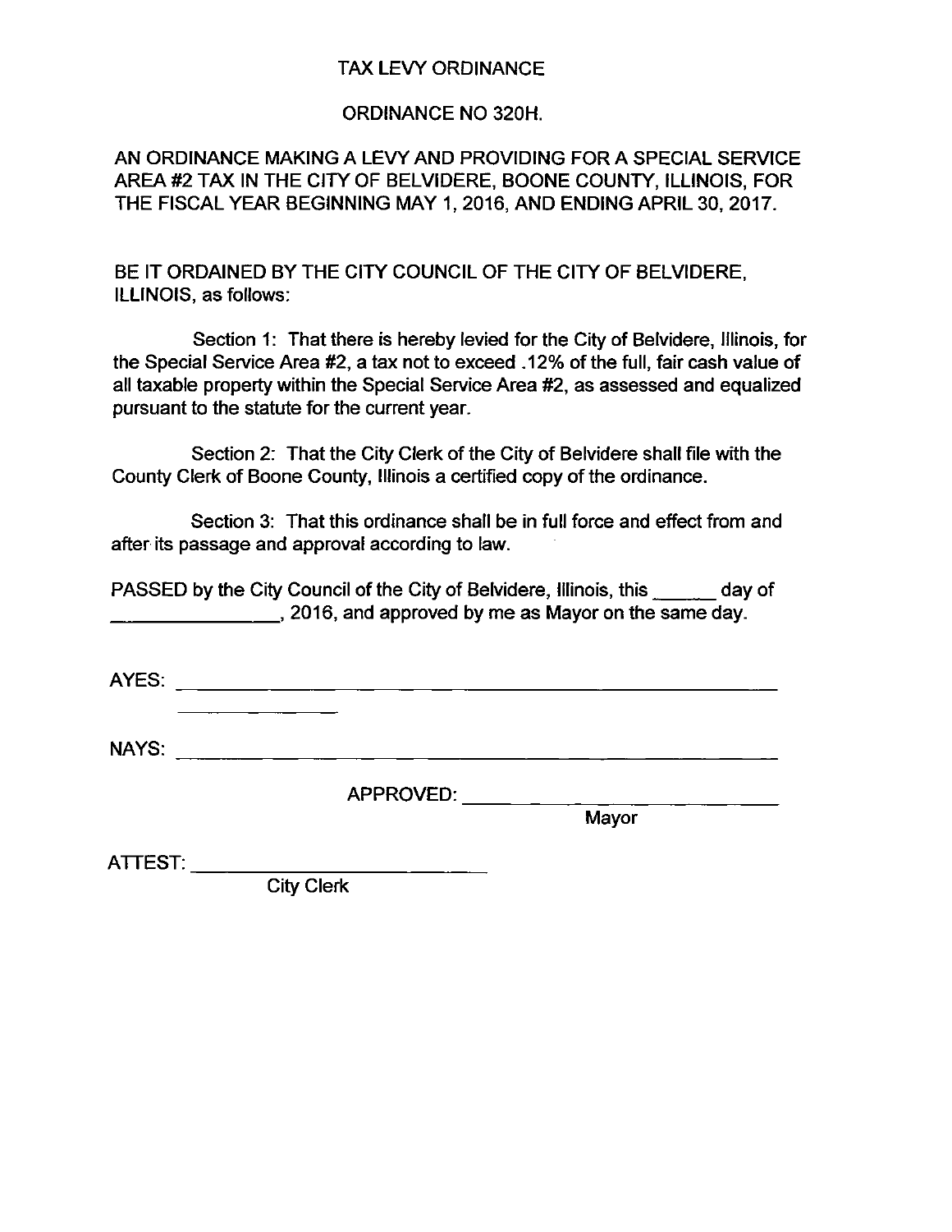# TAX LEVY ORDINANCE

## ORDINANCE NO 320H.

AN ORDINANCE MAKING A LEVY AND PROVIDING FOR A SPECIAL SERVICE AREA #2 TAX IN THE CITY OF BELVIDERE, BOONE COUNTY, ILLINOIS, FOR THE FISCAL YEAR BEGINNING MAY 1, 2016, AND ENDING APRIL 30, 2017.

BE IT ORDAINED BY THE CITY COUNCIL OF THE CITY OF BELVIDERE, ILLINOIS, as follows:

Section 1: That there is hereby levied for the City of Belvidere, Illinois, for the Special Service Area #2, a tax not to exceed .12% of the full, fair cash value of all taxable property within the Special Service Area #2, as assessed and equalized pursuant to the statute for the current year.

Section 2: That the City Clerk of the City of Belvidere shall file with the County Clerk of Boone County, Illinois a certified copy of the ordinance.

Section 3: That this ordinance shall be in full force and effect from and after its passage and approval according to law.

PASSED by the City Council of the City of Belvidere, Illinois, this ______ day of ________________, 2016, and approved by me as Mayor on the same day.

AYES: ____________________________________________________________
________________

NAYS: ____________________________________________________________

APPROVED: ____________________________
Mayor

ATTEST: ____________________________
City Clerk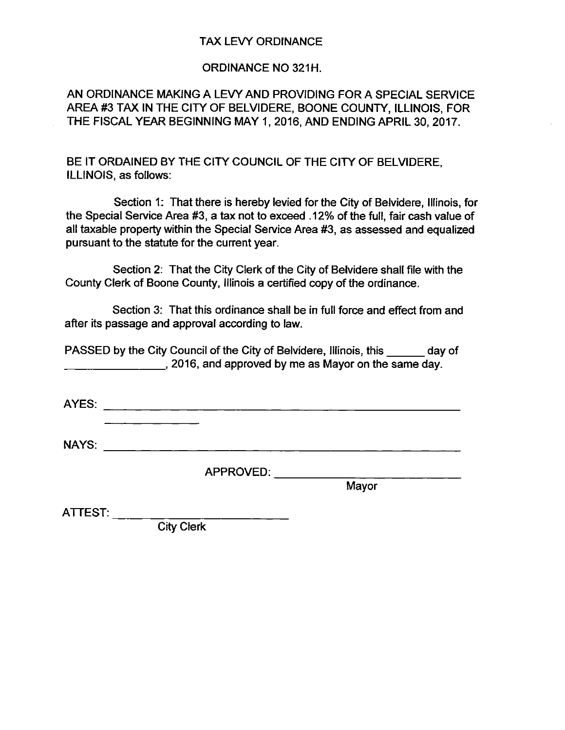# TAX LEVY ORDINANCE

## ORDINANCE NO 321H.

AN ORDINANCE MAKING A LEVY AND PROVIDING FOR A SPECIAL SERVICE AREA #3 TAX IN THE CITY OF BELVIDERE, BOONE COUNTY, ILLINOIS, FOR THE FISCAL YEAR BEGINNING MAY 1, 2016, AND ENDING APRIL 30, 2017.

BE IT ORDAINED BY THE CITY COUNCIL OF THE CITY OF BELVIDERE, ILLINOIS, as follows:

Section 1: That there is hereby levied for the City of Belvidere, Illinois, for the Special Service Area #3, a tax not to exceed .12% of the full, fair cash value of all taxable property within the Special Service Area #3, as assessed and equalized pursuant to the statute for the current year.

Section 2: That the City Clerk of the City of Belvidere shall file with the County Clerk of Boone County, Illinois a certified copy of the ordinance.

Section 3: That this ordinance shall be in full force and effect from and after its passage and approval according to law.

PASSED by the City Council of the City of Belvidere, Illinois, this ______ day of ________________, 2016, and approved by me as Mayor on the same day.

AYES: ____________________________________________________
_______________

NAYS: ____________________________________________________

APPROVED: ____________________________
Mayor

ATTEST: ___________________________
City Clerk